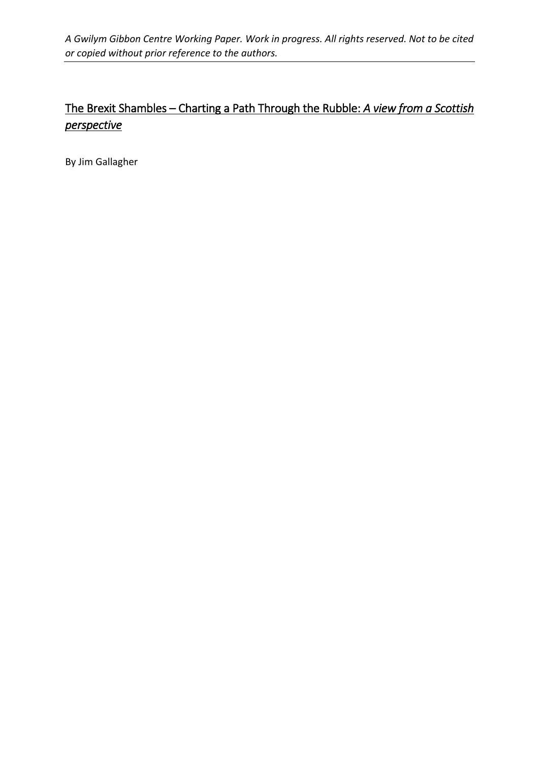*A Gwilym Gibbon Centre Working Paper. Work in progress. All rights reserved. Not to be cited or copied without prior reference to the authors.*

# The Brexit Shambles – Charting a Path Through the Rubble: *A view from a Scottish perspective*

By Jim Gallagher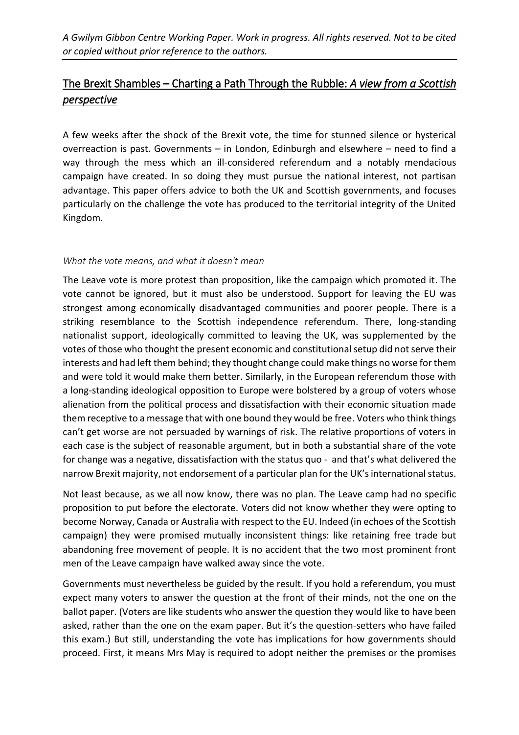*A Gwilym Gibbon Centre Working Paper. Work in progress. All rights reserved. Not to be cited or copied without prior reference to the authors.*

# The Brexit Shambles – Charting a Path Through the Rubble: *A view from a Scottish perspective*

A few weeks after the shock of the Brexit vote, the time for stunned silence or hysterical overreaction is past. Governments – in London, Edinburgh and elsewhere – need to find a way through the mess which an ill-considered referendum and a notably mendacious campaign have created. In so doing they must pursue the national interest, not partisan advantage. This paper offers advice to both the UK and Scottish governments, and focuses particularly on the challenge the vote has produced to the territorial integrity of the United Kingdom.

*What the vote means, and what it doesn't mean*

The Leave vote is more protest than proposition, like the campaign which promoted it. The vote cannot be ignored, but it must also be understood. Support for leaving the EU was strongest among economically disadvantaged communities and poorer people. There is a striking resemblance to the Scottish independence referendum. There, long-standing nationalist support, ideologically committed to leaving the UK, was supplemented by the votes of those who thought the present economic and constitutional setup did not serve their interests and had left them behind; they thought change could make things no worse for them and were told it would make them better. Similarly, in the European referendum those with a long-standing ideological opposition to Europe were bolstered by a group of voters whose alienation from the political process and dissatisfaction with their economic situation made them receptive to a message that with one bound they would be free. Voters who think things can't get worse are not persuaded by warnings of risk. The relative proportions of voters in each case is the subject of reasonable argument, but in both a substantial share of the vote for change was a negative, dissatisfaction with the status quo - and that's what delivered the narrow Brexit majority, not endorsement of a particular plan for the UK's international status.

Not least because, as we all now know, there was no plan. The Leave camp had no specific proposition to put before the electorate. Voters did not know whether they were opting to become Norway, Canada or Australia with respect to the EU. Indeed (in echoes of the Scottish campaign) they were promised mutually inconsistent things: like retaining free trade but abandoning free movement of people. It is no accident that the two most prominent front men of the Leave campaign have walked away since the vote.

Governments must nevertheless be guided by the result. If you hold a referendum, you must expect many voters to answer the question at the front of their minds, not the one on the ballot paper. (Voters are like students who answer the question they would like to have been asked, rather than the one on the exam paper. But it's the question-setters who have failed this exam.) But still, understanding the vote has implications for how governments should proceed. First, it means Mrs May is required to adopt neither the premises or the promises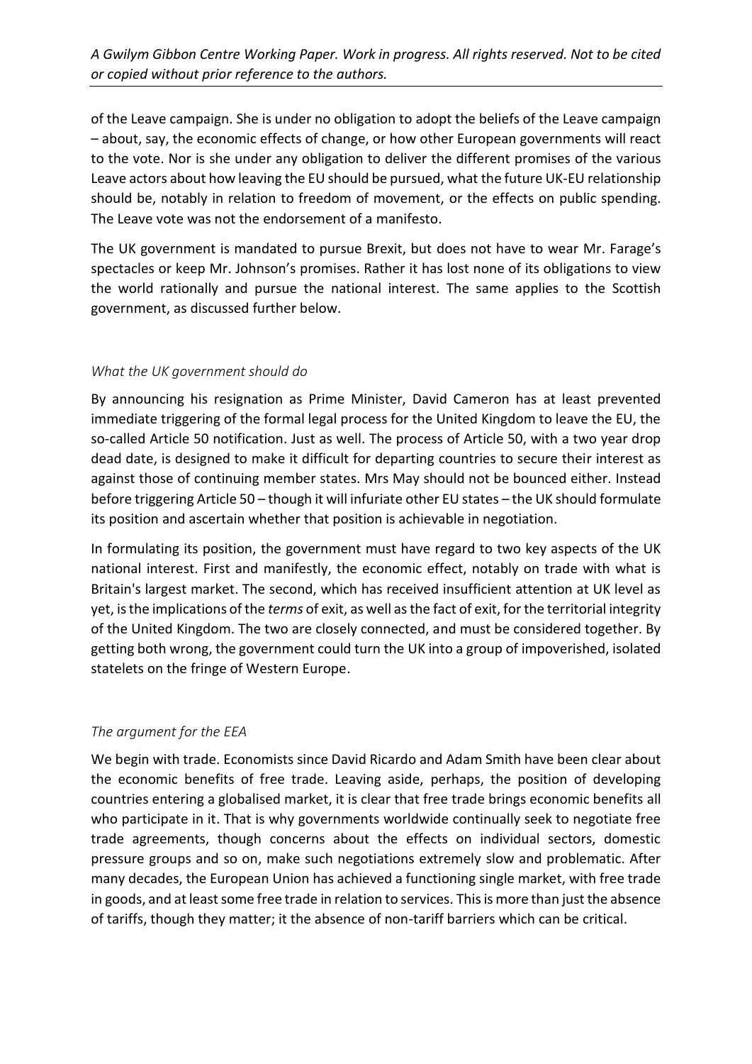of the Leave campaign. She is under no obligation to adopt the beliefs of the Leave campaign – about, say, the economic effects of change, or how other European governments will react to the vote. Nor is she under any obligation to deliver the different promises of the various Leave actors about how leaving the EU should be pursued, what the future UK-EU relationship should be, notably in relation to freedom of movement, or the effects on public spending. The Leave vote was not the endorsement of a manifesto.

The UK government is mandated to pursue Brexit, but does not have to wear Mr. Farage's spectacles or keep Mr. Johnson's promises. Rather it has lost none of its obligations to view the world rationally and pursue the national interest. The same applies to the Scottish government, as discussed further below.

### *What the UK government should do*

By announcing his resignation as Prime Minister, David Cameron has at least prevented immediate triggering of the formal legal process for the United Kingdom to leave the EU, the so-called Article 50 notification. Just as well. The process of Article 50, with a two year drop dead date, is designed to make it difficult for departing countries to secure their interest as against those of continuing member states. Mrs May should not be bounced either. Instead before triggering Article 50 – though it will infuriate other EU states – the UK should formulate its position and ascertain whether that position is achievable in negotiation.

In formulating its position, the government must have regard to two key aspects of the UK national interest. First and manifestly, the economic effect, notably on trade with what is Britain's largest market. The second, which has received insufficient attention at UK level as yet, is the implications of the *terms* of exit, as well as the fact of exit, for the territorial integrity of the United Kingdom. The two are closely connected, and must be considered together. By getting both wrong, the government could turn the UK into a group of impoverished, isolated statelets on the fringe of Western Europe.

### *The argument for the EEA*

We begin with trade. Economists since David Ricardo and Adam Smith have been clear about the economic benefits of free trade. Leaving aside, perhaps, the position of developing countries entering a globalised market, it is clear that free trade brings economic benefits all who participate in it. That is why governments worldwide continually seek to negotiate free trade agreements, though concerns about the effects on individual sectors, domestic pressure groups and so on, make such negotiations extremely slow and problematic. After many decades, the European Union has achieved a functioning single market, with free trade in goods, and at least some free trade in relation to services. This is more than just the absence of tariffs, though they matter; it the absence of non-tariff barriers which can be critical.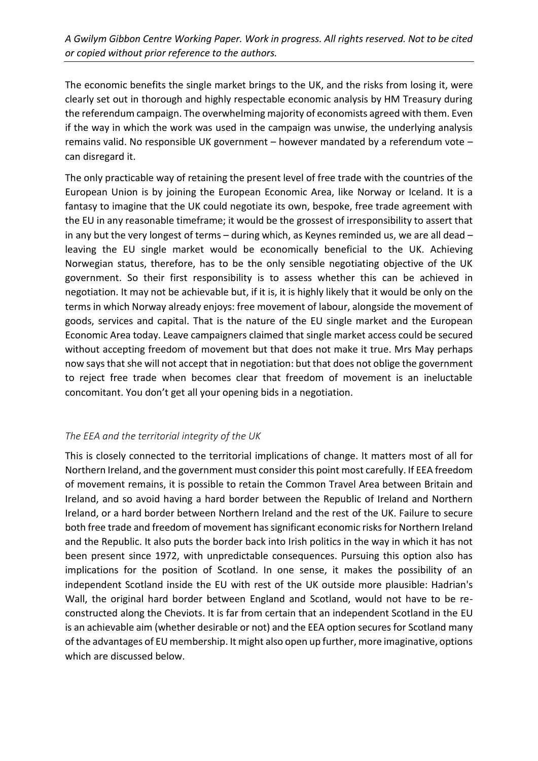The economic benefits the single market brings to the UK, and the risks from losing it, were clearly set out in thorough and highly respectable economic analysis by HM Treasury during the referendum campaign. The overwhelming majority of economists agreed with them. Even if the way in which the work was used in the campaign was unwise, the underlying analysis remains valid. No responsible UK government – however mandated by a referendum vote – can disregard it.

The only practicable way of retaining the present level of free trade with the countries of the European Union is by joining the European Economic Area, like Norway or Iceland. It is a fantasy to imagine that the UK could negotiate its own, bespoke, free trade agreement with the EU in any reasonable timeframe; it would be the grossest of irresponsibility to assert that in any but the very longest of terms – during which, as Keynes reminded us, we are all dead – leaving the EU single market would be economically beneficial to the UK. Achieving Norwegian status, therefore, has to be the only sensible negotiating objective of the UK government. So their first responsibility is to assess whether this can be achieved in negotiation. It may not be achievable but, if it is, it is highly likely that it would be only on the terms in which Norway already enjoys: free movement of labour, alongside the movement of goods, services and capital. That is the nature of the EU single market and the European Economic Area today. Leave campaigners claimed that single market access could be secured without accepting freedom of movement but that does not make it true. Mrs May perhaps now says that she will not accept that in negotiation: but that does not oblige the government to reject free trade when becomes clear that freedom of movement is an ineluctable concomitant. You don't get all your opening bids in a negotiation.

### *The EEA and the territorial integrity of the UK*

This is closely connected to the territorial implications of change. It matters most of all for Northern Ireland, and the government must consider this point most carefully. If EEA freedom of movement remains, it is possible to retain the Common Travel Area between Britain and Ireland, and so avoid having a hard border between the Republic of Ireland and Northern Ireland, or a hard border between Northern Ireland and the rest of the UK. Failure to secure both free trade and freedom of movement has significant economic risks for Northern Ireland and the Republic. It also puts the border back into Irish politics in the way in which it has not been present since 1972, with unpredictable consequences. Pursuing this option also has implications for the position of Scotland. In one sense, it makes the possibility of an independent Scotland inside the EU with rest of the UK outside more plausible: Hadrian's Wall, the original hard border between England and Scotland, would not have to be re-constructed along the Cheviots. It is far from certain that an independent Scotland in the EU is an achievable aim (whether desirable or not) and the EEA option secures for Scotland many of the advantages of EU membership. It might also open up further, more imaginative, options which are discussed below.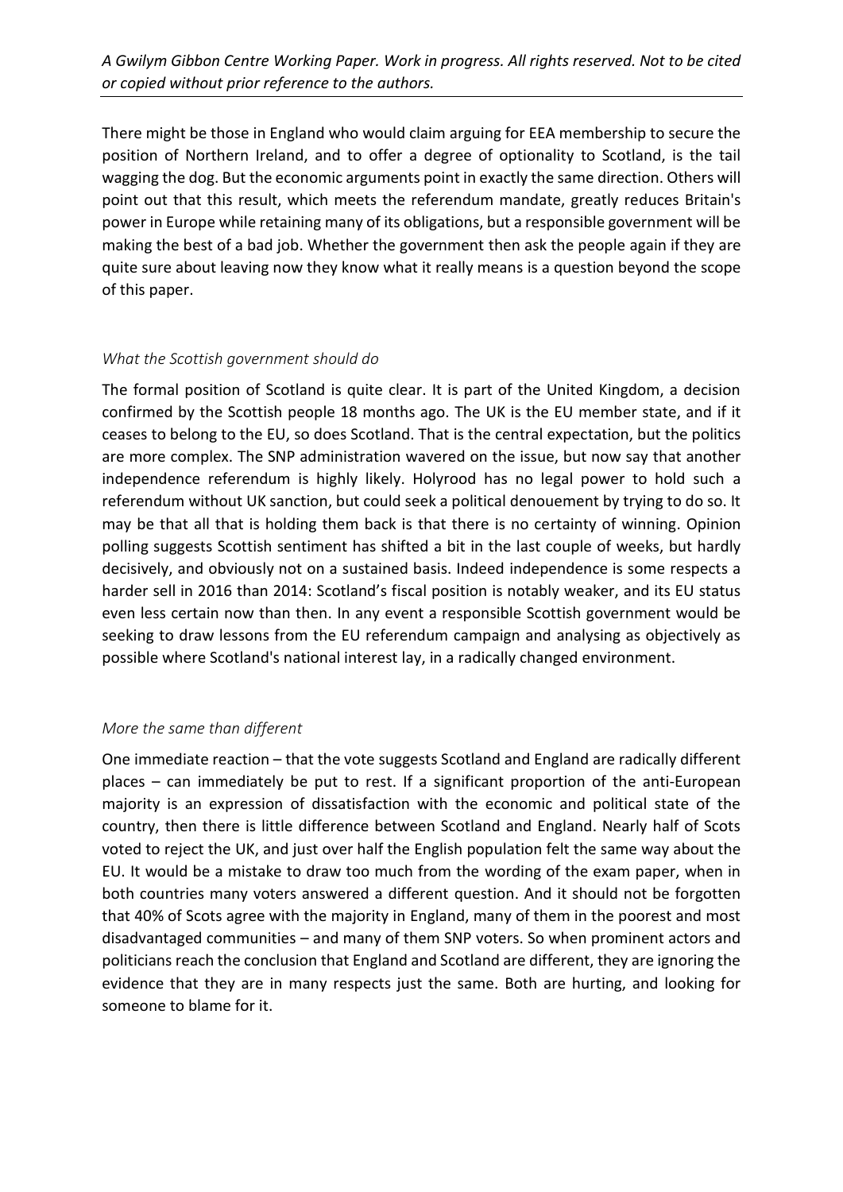There might be those in England who would claim arguing for EEA membership to secure the position of Northern Ireland, and to offer a degree of optionality to Scotland, is the tail wagging the dog. But the economic arguments point in exactly the same direction. Others will point out that this result, which meets the referendum mandate, greatly reduces Britain's power in Europe while retaining many of its obligations, but a responsible government will be making the best of a bad job. Whether the government then ask the people again if they are quite sure about leaving now they know what it really means is a question beyond the scope of this paper.

### *What the Scottish government should do*

The formal position of Scotland is quite clear. It is part of the United Kingdom, a decision confirmed by the Scottish people 18 months ago. The UK is the EU member state, and if it ceases to belong to the EU, so does Scotland. That is the central expectation, but the politics are more complex. The SNP administration wavered on the issue, but now say that another independence referendum is highly likely. Holyrood has no legal power to hold such a referendum without UK sanction, but could seek a political denouement by trying to do so. It may be that all that is holding them back is that there is no certainty of winning. Opinion polling suggests Scottish sentiment has shifted a bit in the last couple of weeks, but hardly decisively, and obviously not on a sustained basis. Indeed independence is some respects a harder sell in 2016 than 2014: Scotland's fiscal position is notably weaker, and its EU status even less certain now than then. In any event a responsible Scottish government would be seeking to draw lessons from the EU referendum campaign and analysing as objectively as possible where Scotland's national interest lay, in a radically changed environment.

### *More the same than different*

One immediate reaction – that the vote suggests Scotland and England are radically different places – can immediately be put to rest. If a significant proportion of the anti-European majority is an expression of dissatisfaction with the economic and political state of the country, then there is little difference between Scotland and England. Nearly half of Scots voted to reject the UK, and just over half the English population felt the same way about the EU. It would be a mistake to draw too much from the wording of the exam paper, when in both countries many voters answered a different question. And it should not be forgotten that 40% of Scots agree with the majority in England, many of them in the poorest and most disadvantaged communities – and many of them SNP voters. So when prominent actors and politicians reach the conclusion that England and Scotland are different, they are ignoring the evidence that they are in many respects just the same. Both are hurting, and looking for someone to blame for it.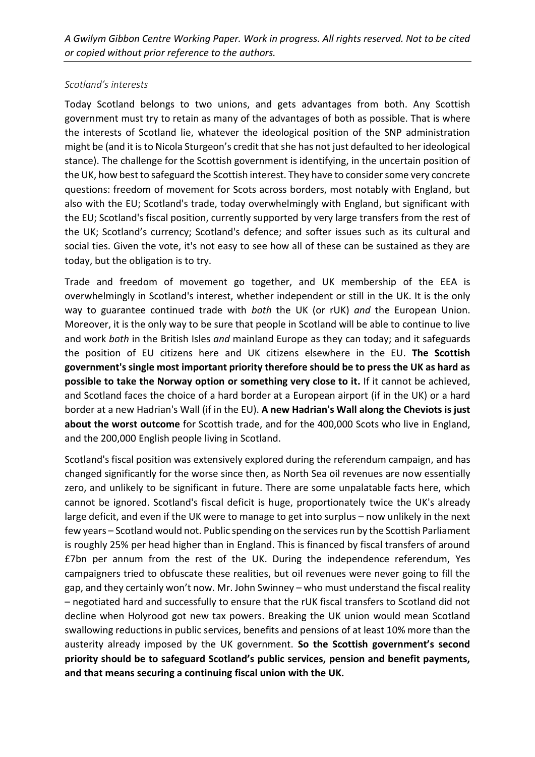*Scotland's interests*

Today Scotland belongs to two unions, and gets advantages from both. Any Scottish government must try to retain as many of the advantages of both as possible. That is where the interests of Scotland lie, whatever the ideological position of the SNP administration might be (and it is to Nicola Sturgeon's credit that she has not just defaulted to her ideological stance). The challenge for the Scottish government is identifying, in the uncertain position of the UK, how best to safeguard the Scottish interest. They have to consider some very concrete questions: freedom of movement for Scots across borders, most notably with England, but also with the EU; Scotland's trade, today overwhelmingly with England, but significant with the EU; Scotland's fiscal position, currently supported by very large transfers from the rest of the UK; Scotland's currency; Scotland's defence; and softer issues such as its cultural and social ties. Given the vote, it's not easy to see how all of these can be sustained as they are today, but the obligation is to try.

Trade and freedom of movement go together, and UK membership of the EEA is overwhelmingly in Scotland's interest, whether independent or still in the UK. It is the only way to guarantee continued trade with *both* the UK (or rUK) *and* the European Union. Moreover, it is the only way to be sure that people in Scotland will be able to continue to live and work *both* in the British Isles *and* mainland Europe as they can today; and it safeguards the position of EU citizens here and UK citizens elsewhere in the EU. **The Scottish government's single most important priority therefore should be to press the UK as hard as possible to take the Norway option or something very close to it.** If it cannot be achieved, and Scotland faces the choice of a hard border at a European airport (if in the UK) or a hard border at a new Hadrian's Wall (if in the EU). **A new Hadrian's Wall along the Cheviots is just about the worst outcome** for Scottish trade, and for the 400,000 Scots who live in England, and the 200,000 English people living in Scotland.

Scotland's fiscal position was extensively explored during the referendum campaign, and has changed significantly for the worse since then, as North Sea oil revenues are now essentially zero, and unlikely to be significant in future. There are some unpalatable facts here, which cannot be ignored. Scotland's fiscal deficit is huge, proportionately twice the UK's already large deficit, and even if the UK were to manage to get into surplus – now unlikely in the next few years – Scotland would not. Public spending on the services run by the Scottish Parliament is roughly 25% per head higher than in England. This is financed by fiscal transfers of around £7bn per annum from the rest of the UK. During the independence referendum, Yes campaigners tried to obfuscate these realities, but oil revenues were never going to fill the gap, and they certainly won't now. Mr. John Swinney – who must understand the fiscal reality – negotiated hard and successfully to ensure that the rUK fiscal transfers to Scotland did not decline when Holyrood got new tax powers. Breaking the UK union would mean Scotland swallowing reductions in public services, benefits and pensions of at least 10% more than the austerity already imposed by the UK government. **So the Scottish government's second priority should be to safeguard Scotland's public services, pension and benefit payments, and that means securing a continuing fiscal union with the UK.**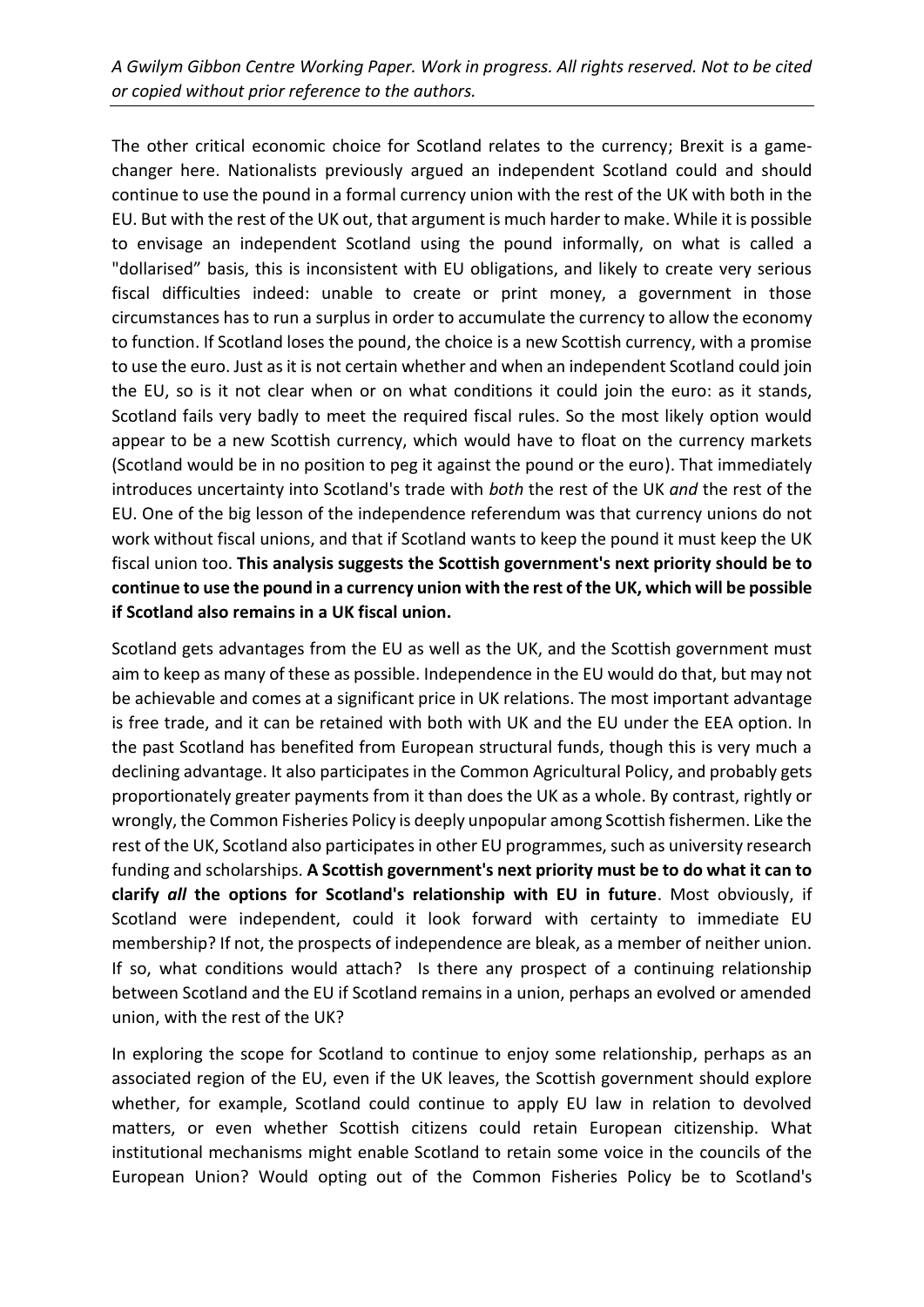The other critical economic choice for Scotland relates to the currency; Brexit is a game-changer here. Nationalists previously argued an independent Scotland could and should continue to use the pound in a formal currency union with the rest of the UK with both in the EU. But with the rest of the UK out, that argument is much harder to make. While it is possible to envisage an independent Scotland using the pound informally, on what is called a "dollarised" basis, this is inconsistent with EU obligations, and likely to create very serious fiscal difficulties indeed: unable to create or print money, a government in those circumstances has to run a surplus in order to accumulate the currency to allow the economy to function. If Scotland loses the pound, the choice is a new Scottish currency, with a promise to use the euro. Just as it is not certain whether and when an independent Scotland could join the EU, so is it not clear when or on what conditions it could join the euro: as it stands, Scotland fails very badly to meet the required fiscal rules. So the most likely option would appear to be a new Scottish currency, which would have to float on the currency markets (Scotland would be in no position to peg it against the pound or the euro). That immediately introduces uncertainty into Scotland's trade with *both* the rest of the UK *and* the rest of the EU. One of the big lesson of the independence referendum was that currency unions do not work without fiscal unions, and that if Scotland wants to keep the pound it must keep the UK fiscal union too. **This analysis suggests the Scottish government's next priority should be to continue to use the pound in a currency union with the rest of the UK, which will be possible if Scotland also remains in a UK fiscal union.**

Scotland gets advantages from the EU as well as the UK, and the Scottish government must aim to keep as many of these as possible. Independence in the EU would do that, but may not be achievable and comes at a significant price in UK relations. The most important advantage is free trade, and it can be retained with both with UK and the EU under the EEA option. In the past Scotland has benefited from European structural funds, though this is very much a declining advantage. It also participates in the Common Agricultural Policy, and probably gets proportionately greater payments from it than does the UK as a whole. By contrast, rightly or wrongly, the Common Fisheries Policy is deeply unpopular among Scottish fishermen. Like the rest of the UK, Scotland also participates in other EU programmes, such as university research funding and scholarships. **A Scottish government's next priority must be to do what it can to clarify *all* the options for Scotland's relationship with EU in future**. Most obviously, if Scotland were independent, could it look forward with certainty to immediate EU membership? If not, the prospects of independence are bleak, as a member of neither union. If so, what conditions would attach? Is there any prospect of a continuing relationship between Scotland and the EU if Scotland remains in a union, perhaps an evolved or amended union, with the rest of the UK?

In exploring the scope for Scotland to continue to enjoy some relationship, perhaps as an associated region of the EU, even if the UK leaves, the Scottish government should explore whether, for example, Scotland could continue to apply EU law in relation to devolved matters, or even whether Scottish citizens could retain European citizenship. What institutional mechanisms might enable Scotland to retain some voice in the councils of the European Union? Would opting out of the Common Fisheries Policy be to Scotland's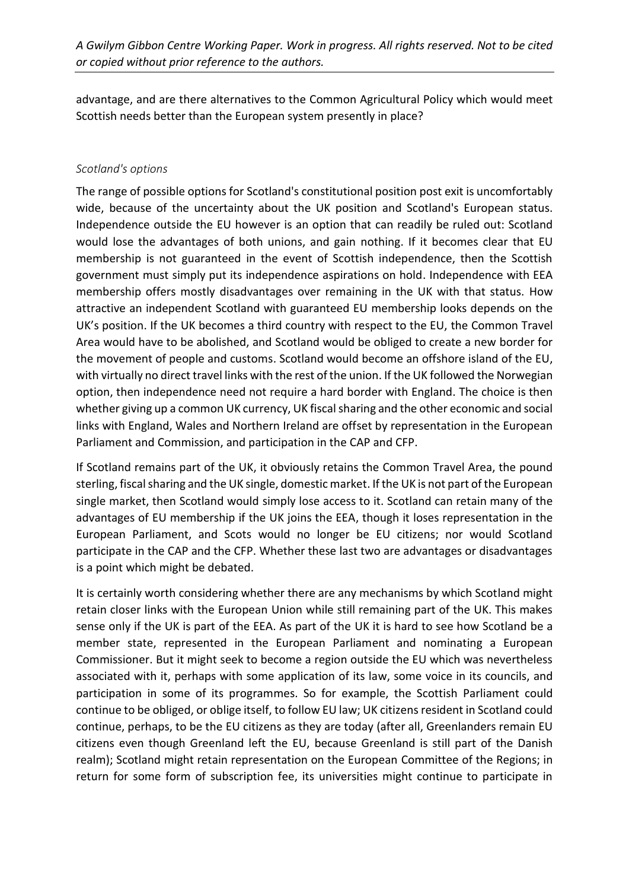advantage, and are there alternatives to the Common Agricultural Policy which would meet Scottish needs better than the European system presently in place?

*Scotland's options*

The range of possible options for Scotland's constitutional position post exit is uncomfortably wide, because of the uncertainty about the UK position and Scotland's European status. Independence outside the EU however is an option that can readily be ruled out: Scotland would lose the advantages of both unions, and gain nothing. If it becomes clear that EU membership is not guaranteed in the event of Scottish independence, then the Scottish government must simply put its independence aspirations on hold. Independence with EEA membership offers mostly disadvantages over remaining in the UK with that status. How attractive an independent Scotland with guaranteed EU membership looks depends on the UK's position. If the UK becomes a third country with respect to the EU, the Common Travel Area would have to be abolished, and Scotland would be obliged to create a new border for the movement of people and customs. Scotland would become an offshore island of the EU, with virtually no direct travel links with the rest of the union. If the UK followed the Norwegian option, then independence need not require a hard border with England. The choice is then whether giving up a common UK currency, UK fiscal sharing and the other economic and social links with England, Wales and Northern Ireland are offset by representation in the European Parliament and Commission, and participation in the CAP and CFP.

If Scotland remains part of the UK, it obviously retains the Common Travel Area, the pound sterling, fiscal sharing and the UK single, domestic market. If the UK is not part of the European single market, then Scotland would simply lose access to it. Scotland can retain many of the advantages of EU membership if the UK joins the EEA, though it loses representation in the European Parliament, and Scots would no longer be EU citizens; nor would Scotland participate in the CAP and the CFP. Whether these last two are advantages or disadvantages is a point which might be debated.

It is certainly worth considering whether there are any mechanisms by which Scotland might retain closer links with the European Union while still remaining part of the UK. This makes sense only if the UK is part of the EEA. As part of the UK it is hard to see how Scotland be a member state, represented in the European Parliament and nominating a European Commissioner. But it might seek to become a region outside the EU which was nevertheless associated with it, perhaps with some application of its law, some voice in its councils, and participation in some of its programmes. So for example, the Scottish Parliament could continue to be obliged, or oblige itself, to follow EU law; UK citizens resident in Scotland could continue, perhaps, to be the EU citizens as they are today (after all, Greenlanders remain EU citizens even though Greenland left the EU, because Greenland is still part of the Danish realm); Scotland might retain representation on the European Committee of the Regions; in return for some form of subscription fee, its universities might continue to participate in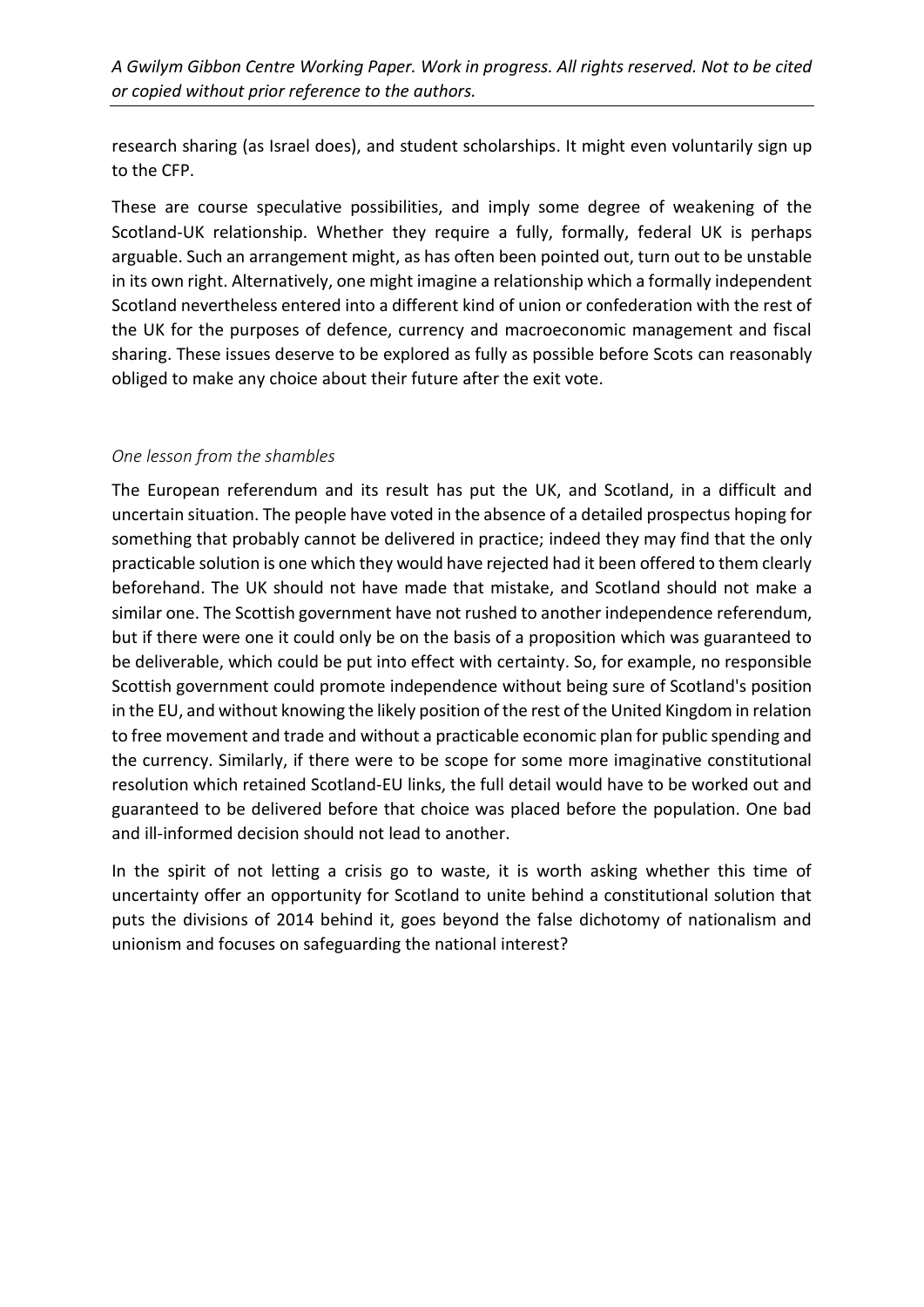research sharing (as Israel does), and student scholarships. It might even voluntarily sign up to the CFP.

These are course speculative possibilities, and imply some degree of weakening of the Scotland-UK relationship. Whether they require a fully, formally, federal UK is perhaps arguable. Such an arrangement might, as has often been pointed out, turn out to be unstable in its own right. Alternatively, one might imagine a relationship which a formally independent Scotland nevertheless entered into a different kind of union or confederation with the rest of the UK for the purposes of defence, currency and macroeconomic management and fiscal sharing. These issues deserve to be explored as fully as possible before Scots can reasonably obliged to make any choice about their future after the exit vote.

### *One lesson from the shambles*

The European referendum and its result has put the UK, and Scotland, in a difficult and uncertain situation. The people have voted in the absence of a detailed prospectus hoping for something that probably cannot be delivered in practice; indeed they may find that the only practicable solution is one which they would have rejected had it been offered to them clearly beforehand. The UK should not have made that mistake, and Scotland should not make a similar one. The Scottish government have not rushed to another independence referendum, but if there were one it could only be on the basis of a proposition which was guaranteed to be deliverable, which could be put into effect with certainty. So, for example, no responsible Scottish government could promote independence without being sure of Scotland's position in the EU, and without knowing the likely position of the rest of the United Kingdom in relation to free movement and trade and without a practicable economic plan for public spending and the currency. Similarly, if there were to be scope for some more imaginative constitutional resolution which retained Scotland-EU links, the full detail would have to be worked out and guaranteed to be delivered before that choice was placed before the population. One bad and ill-informed decision should not lead to another.

In the spirit of not letting a crisis go to waste, it is worth asking whether this time of uncertainty offer an opportunity for Scotland to unite behind a constitutional solution that puts the divisions of 2014 behind it, goes beyond the false dichotomy of nationalism and unionism and focuses on safeguarding the national interest?